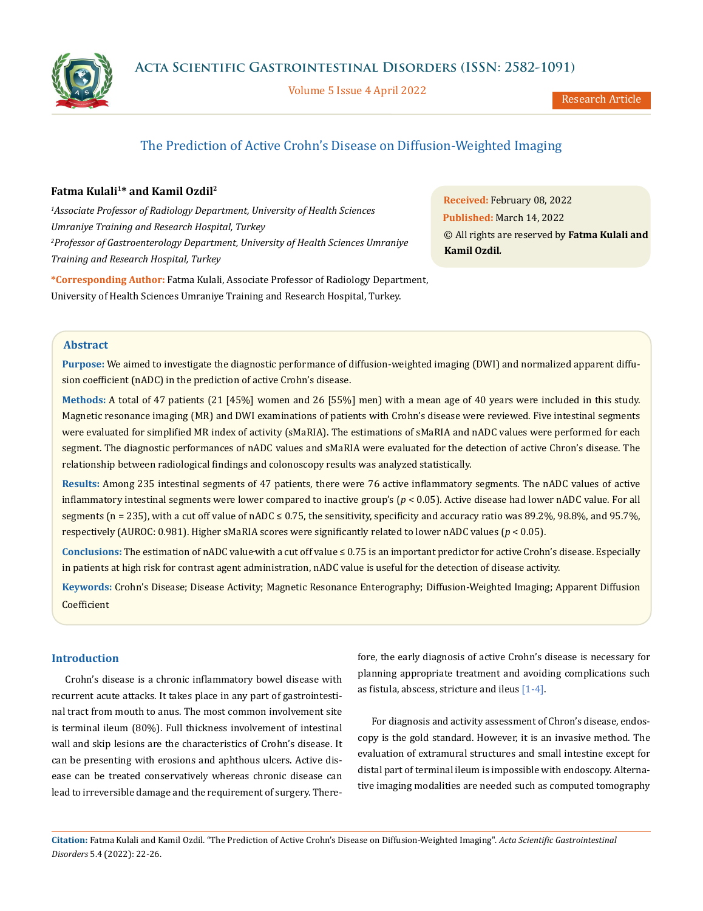# The Prediction of Active Crohn's Disease on Diffusion-Weighted Imaging

**Fatma Kulali[1]* and Kamil Ozdil[2]**

*[1]Associate Professor of Radiology Department, University of Health Sciences Umraniye Training and Research Hospital, Turkey*

*[2]Professor of Gastroenterology Department, University of Health Sciences Umraniye Training and Research Hospital, Turkey*

**\*Corresponding Author:** Fatma Kulali, Associate Professor of Radiology Department, University of Health Sciences Umraniye Training and Research Hospital, Turkey.

**Received:** February 08, 2022
**Published:** March 14, 2022
© All rights are reserved by **Fatma Kulali and Kamil Ozdil.**

## Abstract

**Purpose:** We aimed to investigate the diagnostic performance of diffusion-weighted imaging (DWI) and normalized apparent diffusion coefficient (nADC) in the prediction of active Crohn's disease.

**Methods:** A total of 47 patients (21 [45%] women and 26 [55%] men) with a mean age of 40 years were included in this study. Magnetic resonance imaging (MR) and DWI examinations of patients with Crohn's disease were reviewed. Five intestinal segments were evaluated for simplified MR index of activity (sMaRIA). The estimations of sMaRIA and nADC values were performed for each segment. The diagnostic performances of nADC values and sMaRIA were evaluated for the detection of active Chron's disease. The relationship between radiological findings and colonoscopy results was analyzed statistically.

**Results:** Among 235 intestinal segments of 47 patients, there were 76 active inflammatory segments. The nADC values of active inflammatory intestinal segments were lower compared to inactive group's ($p < 0.05$). Active disease had lower nADC value. For all segments (n = 235), with a cut off value of nADC ≤ 0.75, the sensitivity, specificity and accuracy ratio was 89.2%, 98.8%, and 95.7%, respectively (AUROC: 0.981). Higher sMaRIA scores were significantly related to lower nADC values ($p < 0.05$).

**Conclusions:** The estimation of nADC value-with a cut off value ≤ 0.75 is an important predictor for active Crohn's disease. Especially in patients at high risk for contrast agent administration, nADC value is useful for the detection of disease activity.

**Keywords:** Crohn's Disease; Disease Activity; Magnetic Resonance Enterography; Diffusion-Weighted Imaging; Apparent Diffusion Coefficient

## Introduction

Crohn's disease is a chronic inflammatory bowel disease with recurrent acute attacks. It takes place in any part of gastrointestinal tract from mouth to anus. The most common involvement site is terminal ileum (80%). Full thickness involvement of intestinal wall and skip lesions are the characteristics of Crohn's disease. It can be presenting with erosions and aphthous ulcers. Active disease can be treated conservatively whereas chronic disease can lead to irreversible damage and the requirement of surgery. Therefore, the early diagnosis of active Crohn's disease is necessary for planning appropriate treatment and avoiding complications such as fistula, abscess, stricture and ileus [1-4].

For diagnosis and activity assessment of Chron's disease, endoscopy is the gold standard. However, it is an invasive method. The evaluation of extramural structures and small intestine except for distal part of terminal ileum is impossible with endoscopy. Alternative imaging modalities are needed such as computed tomography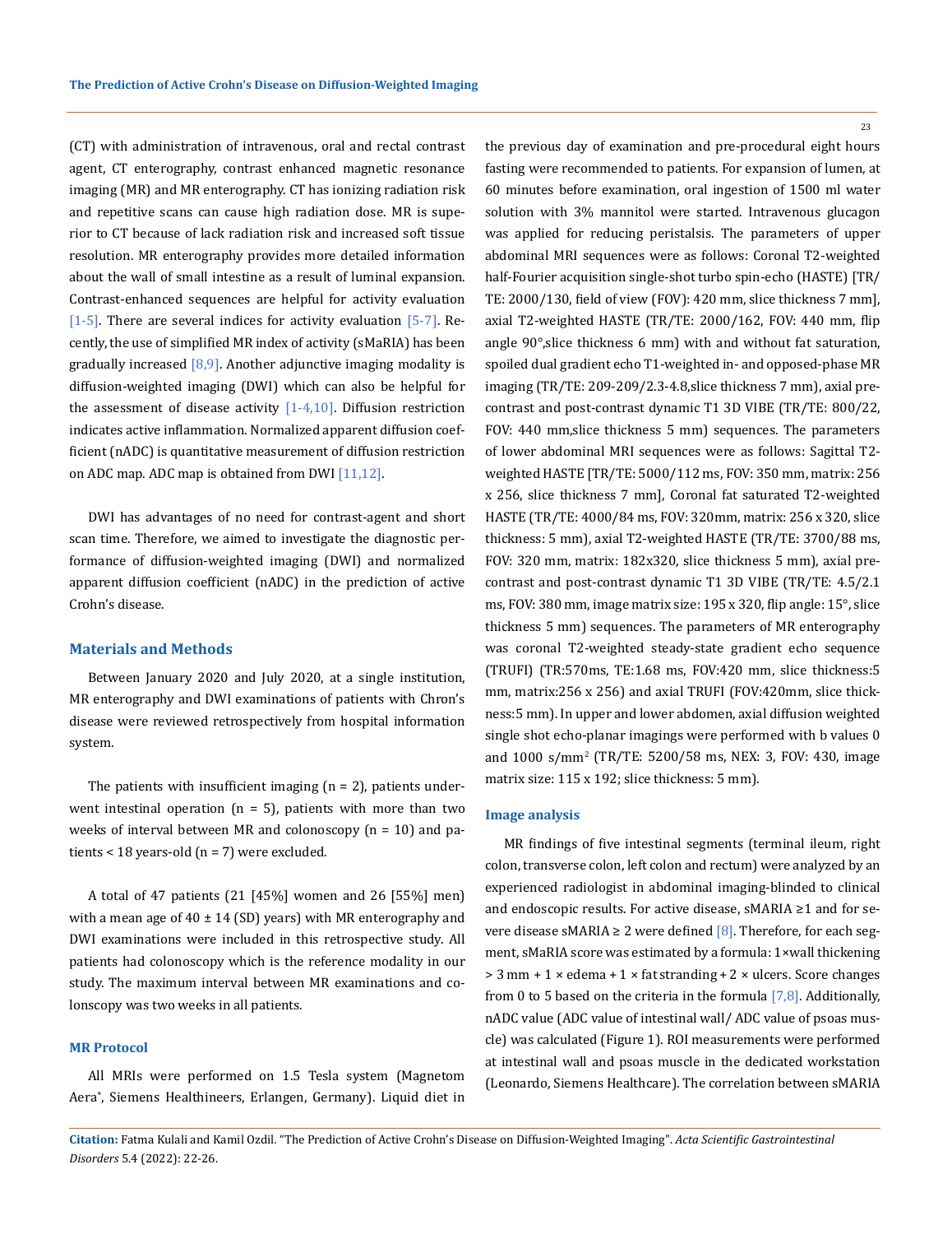(CT) with administration of intravenous, oral and rectal contrast agent, CT enterography, contrast enhanced magnetic resonance imaging (MR) and MR enterography. CT has ionizing radiation risk and repetitive scans can cause high radiation dose. MR is superior to CT because of lack radiation risk and increased soft tissue resolution. MR enterography provides more detailed information about the wall of small intestine as a result of luminal expansion. Contrast-enhanced sequences are helpful for activity evaluation [1-5]. There are several indices for activity evaluation [5-7]. Recently, the use of simplified MR index of activity (sMaRIA) has been gradually increased [8,9]. Another adjunctive imaging modality is diffusion-weighted imaging (DWI) which can also be helpful for the assessment of disease activity [1-4,10]. Diffusion restriction indicates active inflammation. Normalized apparent diffusion coefficient (nADC) is quantitative measurement of diffusion restriction on ADC map. ADC map is obtained from DWI [11,12].

DWI has advantages of no need for contrast-agent and short scan time. Therefore, we aimed to investigate the diagnostic performance of diffusion-weighted imaging (DWI) and normalized apparent diffusion coefficient (nADC) in the prediction of active Crohn's disease.

## Materials and Methods

Between January 2020 and July 2020, at a single institution, MR enterography and DWI examinations of patients with Chron's disease were reviewed retrospectively from hospital information system.

The patients with insufficient imaging (n = 2), patients underwent intestinal operation (n = 5), patients with more than two weeks of interval between MR and colonoscopy (n = 10) and patients < 18 years-old (n = 7) were excluded.

A total of 47 patients (21 [45%] women and 26 [55%] men) with a mean age of 40 ± 14 (SD) years) with MR enterography and DWI examinations were included in this retrospective study. All patients had colonoscopy which is the reference modality in our study. The maximum interval between MR examinations and colonscopy was two weeks in all patients.

### MR Protocol

All MRIs were performed on 1.5 Tesla system (Magnetom Aera®, Siemens Healthineers, Erlangen, Germany). Liquid diet in the previous day of examination and pre-procedural eight hours fasting were recommended to patients. For expansion of lumen, at 60 minutes before examination, oral ingestion of 1500 ml water solution with 3% mannitol were started. Intravenous glucagon was applied for reducing peristalsis. The parameters of upper abdominal MRI sequences were as follows: Coronal T2-weighted half-Fourier acquisition single-shot turbo spin-echo (HASTE) [TR/TE: 2000/130, field of view (FOV): 420 mm, slice thickness 7 mm], axial T2-weighted HASTE (TR/TE: 2000/162, FOV: 440 mm, flip angle 90°,slice thickness 6 mm) with and without fat saturation, spoiled dual gradient echo T1-weighted in- and opposed-phase MR imaging (TR/TE: 209-209/2.3-4.8,slice thickness 7 mm), axial pre-contrast and post-contrast dynamic T1 3D VIBE (TR/TE: 800/22, FOV: 440 mm,slice thickness 5 mm) sequences. The parameters of lower abdominal MRI sequences were as follows: Sagittal T2-weighted HASTE [TR/TE: 5000/112 ms, FOV: 350 mm, matrix: 256 x 256, slice thickness 7 mm], Coronal fat saturated T2-weighted HASTE (TR/TE: 4000/84 ms, FOV: 320mm, matrix: 256 x 320, slice thickness: 5 mm), axial T2-weighted HASTE (TR/TE: 3700/88 ms, FOV: 320 mm, matrix: 182x320, slice thickness 5 mm), axial pre-contrast and post-contrast dynamic T1 3D VIBE (TR/TE: 4.5/2.1 ms, FOV: 380 mm, image matrix size: 195 x 320, flip angle: 15°, slice thickness 5 mm) sequences. The parameters of MR enterography was coronal T2-weighted steady-state gradient echo sequence (TRUFI) (TR:570ms, TE:1.68 ms, FOV:420 mm, slice thickness:5 mm, matrix:256 x 256) and axial TRUFI (FOV:420mm, slice thickness:5 mm). In upper and lower abdomen, axial diffusion weighted single shot echo-planar imagings were performed with b values 0 and 1000 s/mm$^2$ (TR/TE: 5200/58 ms, NEX: 3, FOV: 430, image matrix size: 115 x 192; slice thickness: 5 mm).

### Image analysis

MR findings of five intestinal segments (terminal ileum, right colon, transverse colon, left colon and rectum) were analyzed by an experienced radiologist in abdominal imaging-blinded to clinical and endoscopic results. For active disease, sMARIA ≥1 and for severe disease sMARIA ≥ 2 were defined [8]. Therefore, for each segment, sMaRIA score was estimated by a formula: 1×wall thickening > 3 mm + 1 × edema + 1 × fat stranding + 2 × ulcers. Score changes from 0 to 5 based on the criteria in the formula [7,8]. Additionally, nADC value (ADC value of intestinal wall/ ADC value of psoas muscle) was calculated (Figure 1). ROI measurements were performed at intestinal wall and psoas muscle in the dedicated workstation (Leonardo, Siemens Healthcare). The correlation between sMARIA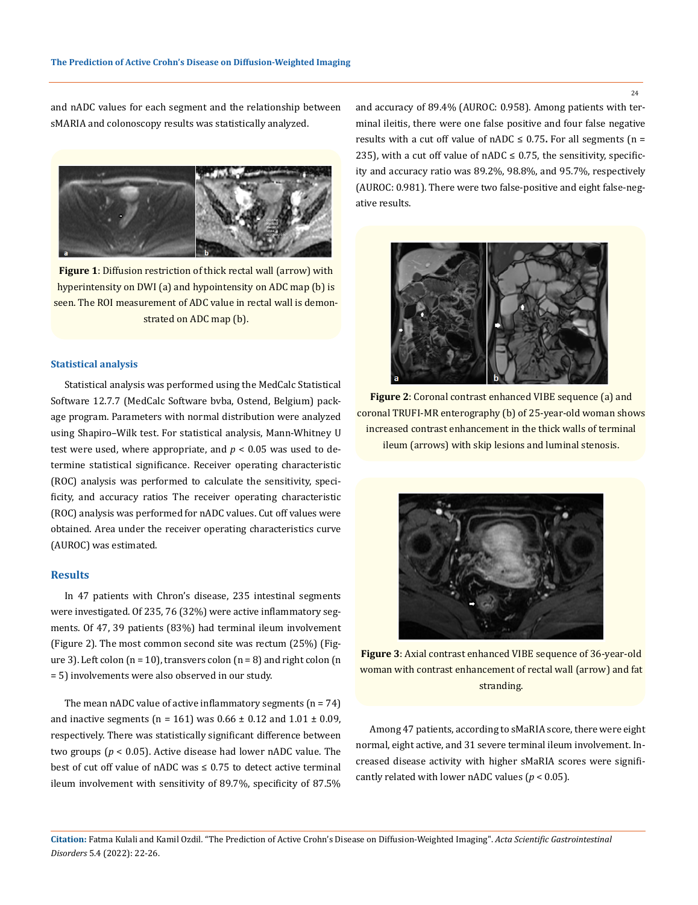and nADC values for each segment and the relationship between sMARIA and colonoscopy results was statistically analyzed.

**Figure 1**: Diffusion restriction of thick rectal wall (arrow) with hyperintensity on DWI (a) and hypointensity on ADC map (b) is seen. The ROI measurement of ADC value in rectal wall is demonstrated on ADC map (b).

### Statistical analysis

Statistical analysis was performed using the MedCalc Statistical Software 12.7.7 (MedCalc Software bvba, Ostend, Belgium) package program. Parameters with normal distribution were analyzed using Shapiro–Wilk test. For statistical analysis, Mann-Whitney U test were used, where appropriate, and $p < 0.05$ was used to determine statistical significance. Receiver operating characteristic (ROC) analysis was performed to calculate the sensitivity, specificity, and accuracy ratios The receiver operating characteristic (ROC) analysis was performed for nADC values. Cut off values were obtained. Area under the receiver operating characteristics curve (AUROC) was estimated.

## Results

In 47 patients with Chron's disease, 235 intestinal segments were investigated. Of 235, 76 (32%) were active inflammatory segments. Of 47, 39 patients (83%) had terminal ileum involvement (Figure 2). The most common second site was rectum (25%) (Figure 3). Left colon (n = 10), transvers colon (n = 8) and right colon (n = 5) involvements were also observed in our study.

The mean nADC value of active inflammatory segments (n = 74) and inactive segments (n = 161) was 0.66 ± 0.12 and 1.01 ± 0.09, respectively. There was statistically significant difference between two groups ($p < 0.05$). Active disease had lower nADC value. The best of cut off value of nADC was ≤ 0.75 to detect active terminal ileum involvement with sensitivity of 89.7%, specificity of 87.5% and accuracy of 89.4% (AUROC: 0.958). Among patients with terminal ileitis, there were one false positive and four false negative results with a cut off value of nADC ≤ 0.75**.** For all segments (n = 235), with a cut off value of nADC ≤ 0.75, the sensitivity, specificity and accuracy ratio was 89.2%, 98.8%, and 95.7%, respectively (AUROC: 0.981). There were two false-positive and eight false-negative results.

**Figure 2**: Coronal contrast enhanced VIBE sequence (a) and coronal TRUFI-MR enterography (b) of 25-year-old woman shows increased contrast enhancement in the thick walls of terminal ileum (arrows) with skip lesions and luminal stenosis.

**Figure 3**: Axial contrast enhanced VIBE sequence of 36-year-old woman with contrast enhancement of rectal wall (arrow) and fat stranding.

Among 47 patients, according to sMaRIA score, there were eight normal, eight active, and 31 severe terminal ileum involvement. Increased disease activity with higher sMaRIA scores were significantly related with lower nADC values ($p < 0.05$).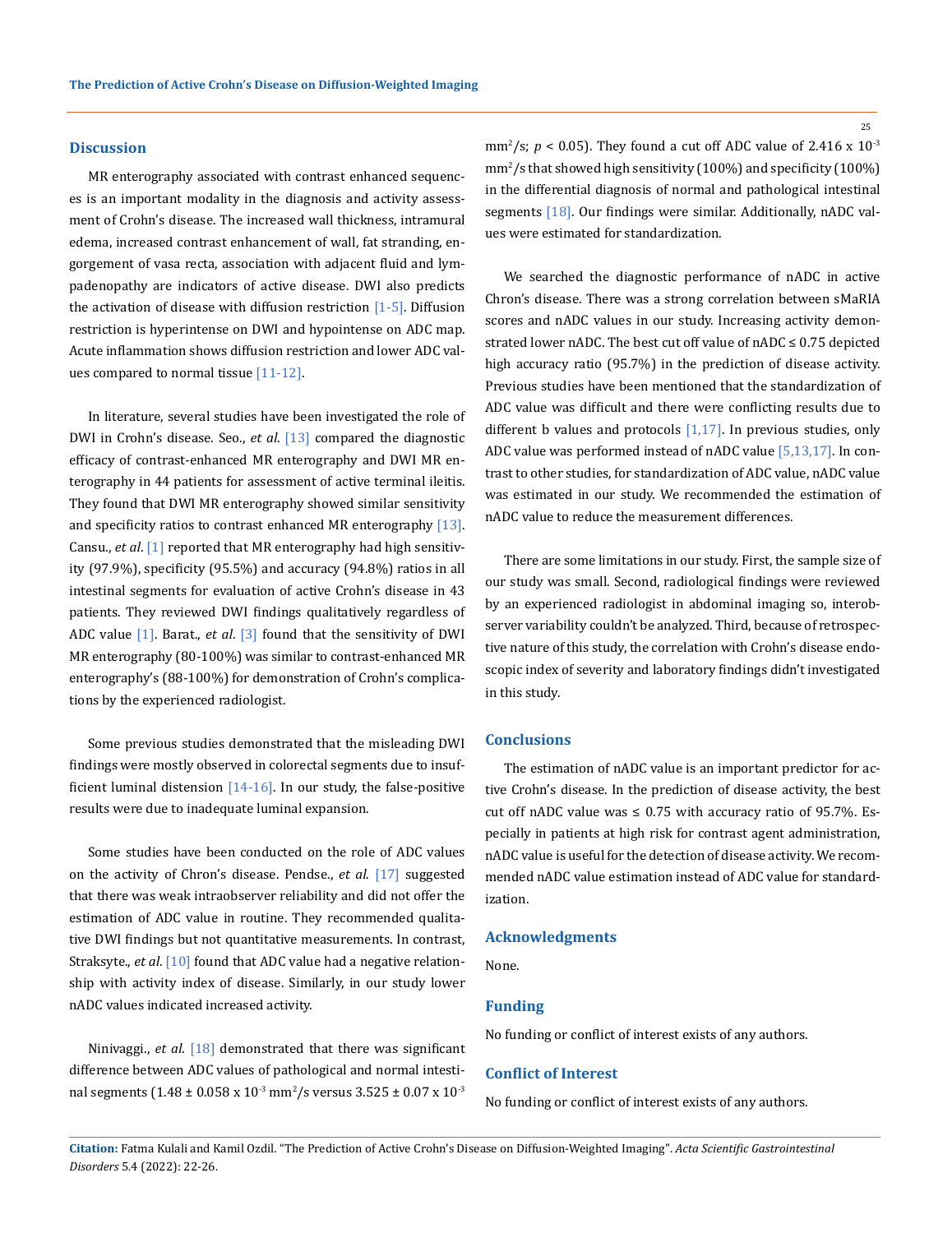## Discussion

MR enterography associated with contrast enhanced sequences is an important modality in the diagnosis and activity assessment of Crohn's disease. The increased wall thickness, intramural edema, increased contrast enhancement of wall, fat stranding, engorgement of vasa recta, association with adjacent fluid and lympadenopathy are indicators of active disease. DWI also predicts the activation of disease with diffusion restriction [1-5]. Diffusion restriction is hyperintense on DWI and hypointense on ADC map. Acute inflammation shows diffusion restriction and lower ADC values compared to normal tissue [11-12].

In literature, several studies have been investigated the role of DWI in Crohn's disease. Seo., *et al*. [13] compared the diagnostic efficacy of contrast-enhanced MR enterography and DWI MR enterography in 44 patients for assessment of active terminal ileitis. They found that DWI MR enterography showed similar sensitivity and specificity ratios to contrast enhanced MR enterography [13]. Cansu., *et al*. [1] reported that MR enterography had high sensitivity (97.9%), specificity (95.5%) and accuracy (94.8%) ratios in all intestinal segments for evaluation of active Crohn's disease in 43 patients. They reviewed DWI findings qualitatively regardless of ADC value [1]. Barat., *et al*. [3] found that the sensitivity of DWI MR enterography (80-100%) was similar to contrast-enhanced MR enterography's (88-100%) for demonstration of Crohn's complications by the experienced radiologist.

Some previous studies demonstrated that the misleading DWI findings were mostly observed in colorectal segments due to insufficient luminal distension [14-16]. In our study, the false-positive results were due to inadequate luminal expansion.

Some studies have been conducted on the role of ADC values on the activity of Chron's disease. Pendse., *et al*. [17] suggested that there was weak intraobserver reliability and did not offer the estimation of ADC value in routine. They recommended qualitative DWI findings but not quantitative measurements. In contrast, Straksyte., *et al*. [10] found that ADC value had a negative relationship with activity index of disease. Similarly, in our study lower nADC values indicated increased activity.

Ninivaggi., *et al*. [18] demonstrated that there was significant difference between ADC values of pathological and normal intestinal segments ($1.48 \pm 0.058 \times 10^{-3}$ $mm^2/s$ versus $3.525 \pm 0.07 \times 10^{-3}$ $mm^2/s$; $p < 0.05$). They found a cut off ADC value of $2.416 \times 10^{-3}$ $mm^2/s$ that showed high sensitivity (100%) and specificity (100%) in the differential diagnosis of normal and pathological intestinal segments [18]. Our findings were similar. Additionally, nADC values were estimated for standardization.

We searched the diagnostic performance of nADC in active Chron's disease. There was a strong correlation between sMaRIA scores and nADC values in our study. Increasing activity demonstrated lower nADC. The best cut off value of nADC ≤ 0.75 depicted high accuracy ratio (95.7%) in the prediction of disease activity. Previous studies have been mentioned that the standardization of ADC value was difficult and there were conflicting results due to different b values and protocols [1,17]. In previous studies, only ADC value was performed instead of nADC value [5,13,17]. In contrast to other studies, for standardization of ADC value, nADC value was estimated in our study. We recommended the estimation of nADC value to reduce the measurement differences.

There are some limitations in our study. First, the sample size of our study was small. Second, radiological findings were reviewed by an experienced radiologist in abdominal imaging so, interobserver variability couldn't be analyzed. Third, because of retrospective nature of this study, the correlation with Crohn's disease endoscopic index of severity and laboratory findings didn't investigated in this study.

## Conclusions

The estimation of nADC value is an important predictor for active Crohn's disease. In the prediction of disease activity, the best cut off nADC value was ≤ 0.75 with accuracy ratio of 95.7%. Especially in patients at high risk for contrast agent administration, nADC value is useful for the detection of disease activity. We recommended nADC value estimation instead of ADC value for standardization.

## Acknowledgments

None.

## Funding

No funding or conflict of interest exists of any authors.

## Conflict of Interest

No funding or conflict of interest exists of any authors.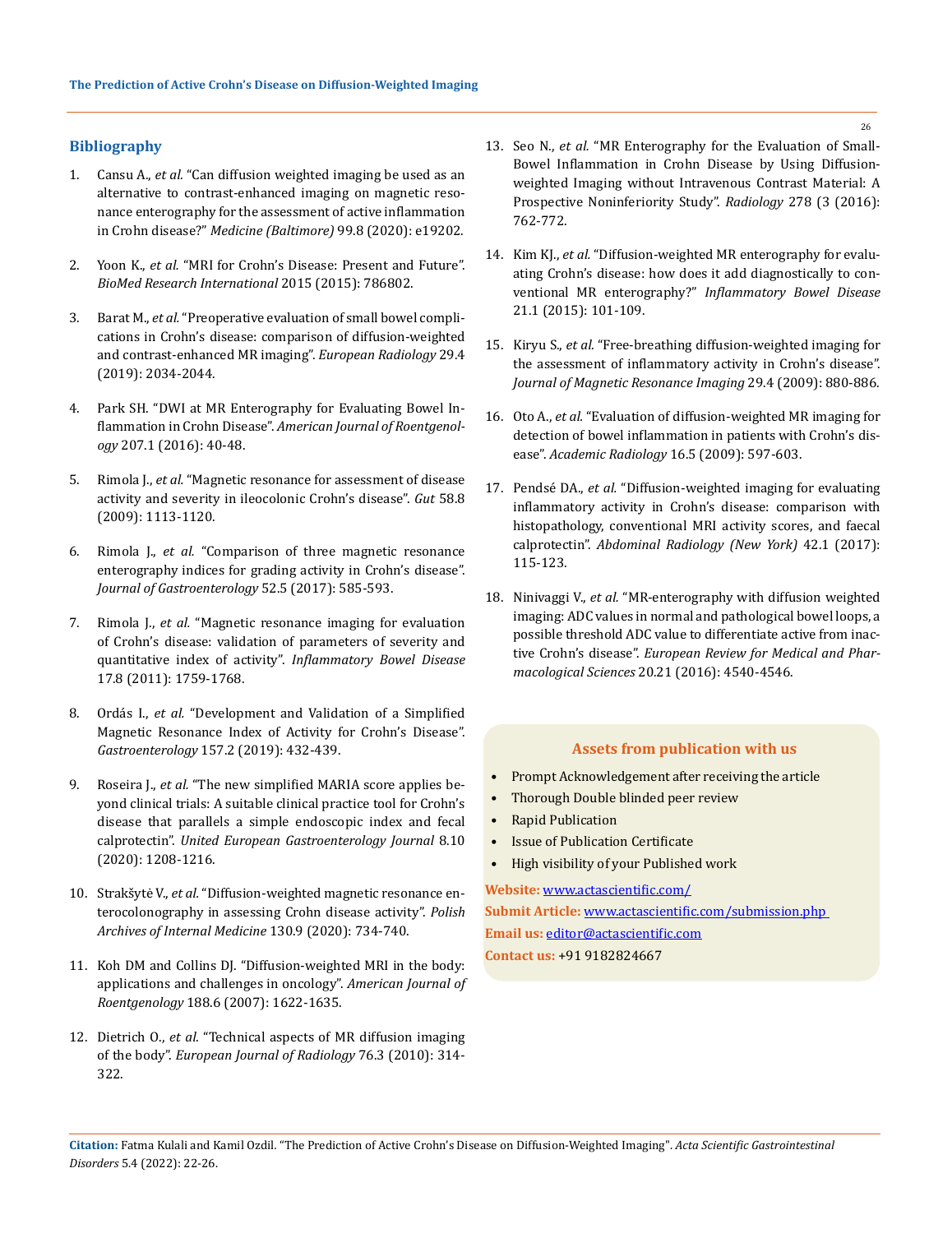## Bibliography

1. Cansu A., *et al.* "Can diffusion weighted imaging be used as an alternative to contrast-enhanced imaging on magnetic resonance enterography for the assessment of active inflammation in Crohn disease?" *Medicine (Baltimore)* 99.8 (2020): e19202.

2. Yoon K., *et al.* "MRI for Crohn's Disease: Present and Future". *BioMed Research International* 2015 (2015): 786802.

3. Barat M., *et al.* "Preoperative evaluation of small bowel complications in Crohn's disease: comparison of diffusion-weighted and contrast-enhanced MR imaging". *European Radiology* 29.4 (2019): 2034-2044.

4. Park SH. "DWI at MR Enterography for Evaluating Bowel Inflammation in Crohn Disease". *American Journal of Roentgenology* 207.1 (2016): 40-48.

5. Rimola J., *et al.* "Magnetic resonance for assessment of disease activity and severity in ileocolonic Crohn's disease". *Gut* 58.8 (2009): 1113-1120.

6. Rimola J., *et al.* "Comparison of three magnetic resonance enterography indices for grading activity in Crohn's disease". *Journal of Gastroenterology* 52.5 (2017): 585-593.

7. Rimola J., *et al.* "Magnetic resonance imaging for evaluation of Crohn's disease: validation of parameters of severity and quantitative index of activity". *Inflammatory Bowel Disease* 17.8 (2011): 1759-1768.

8. Ordás I., *et al.* "Development and Validation of a Simplified Magnetic Resonance Index of Activity for Crohn's Disease". *Gastroenterology* 157.2 (2019): 432-439.

9. Roseira J., *et al.* "The new simplified MARIA score applies beyond clinical trials: A suitable clinical practice tool for Crohn's disease that parallels a simple endoscopic index and fecal calprotectin". *United European Gastroenterology Journal* 8.10 (2020): 1208-1216.

10. Strakšytė V., *et al.* "Diffusion-weighted magnetic resonance enterocolonography in assessing Crohn disease activity". *Polish Archives of Internal Medicine* 130.9 (2020): 734-740.

11. Koh DM and Collins DJ. "Diffusion-weighted MRI in the body: applications and challenges in oncology". *American Journal of Roentgenology* 188.6 (2007): 1622-1635.

12. Dietrich O., *et al.* "Technical aspects of MR diffusion imaging of the body". *European Journal of Radiology* 76.3 (2010): 314-322.

13. Seo N., *et al.* "MR Enterography for the Evaluation of Small-Bowel Inflammation in Crohn Disease by Using Diffusion-weighted Imaging without Intravenous Contrast Material: A Prospective Noninferiority Study". *Radiology* 278 (3 (2016): 762-772.

14. Kim KJ., *et al.* "Diffusion-weighted MR enterography for evaluating Crohn's disease: how does it add diagnostically to conventional MR enterography?" *Inflammatory Bowel Disease* 21.1 (2015): 101-109.

15. Kiryu S., *et al.* "Free-breathing diffusion-weighted imaging for the assessment of inflammatory activity in Crohn's disease". *Journal of Magnetic Resonance Imaging* 29.4 (2009): 880-886.

16. Oto A., *et al.* "Evaluation of diffusion-weighted MR imaging for detection of bowel inflammation in patients with Crohn's disease". *Academic Radiology* 16.5 (2009): 597-603.

17. Pendsé DA., *et al.* "Diffusion-weighted imaging for evaluating inflammatory activity in Crohn's disease: comparison with histopathology, conventional MRI activity scores, and faecal calprotectin". *Abdominal Radiology (New York)* 42.1 (2017): 115-123.

18. Ninivaggi V., *et al.* "MR-enterography with diffusion weighted imaging: ADC values in normal and pathological bowel loops, a possible threshold ADC value to differentiate active from inactive Crohn's disease". *European Review for Medical and Pharmacological Sciences* 20.21 (2016): 4540-4546.

**Assets from publication with us**

- Prompt Acknowledgement after receiving the article
- Thorough Double blinded peer review
- Rapid Publication
- Issue of Publication Certificate
- High visibility of your Published work

**Website:** www.actascientific.com/
**Submit Article:** www.actascientific.com/submission.php
**Email us:** editor@actascientific.com
**Contact us:** +91 9182824667